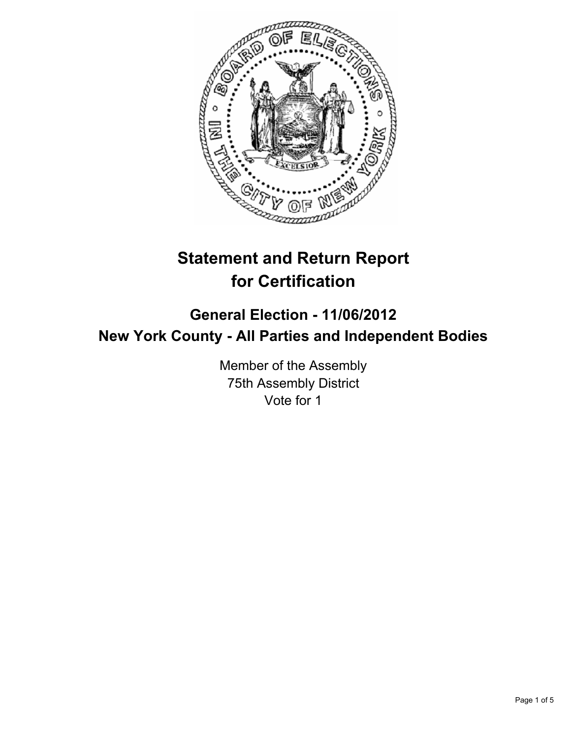# Statement and Return Report for Certification

## General Election - 11/06/2012
## New York County - All Parties and Independent Bodies

Member of the Assembly
75th Assembly District
Vote for 1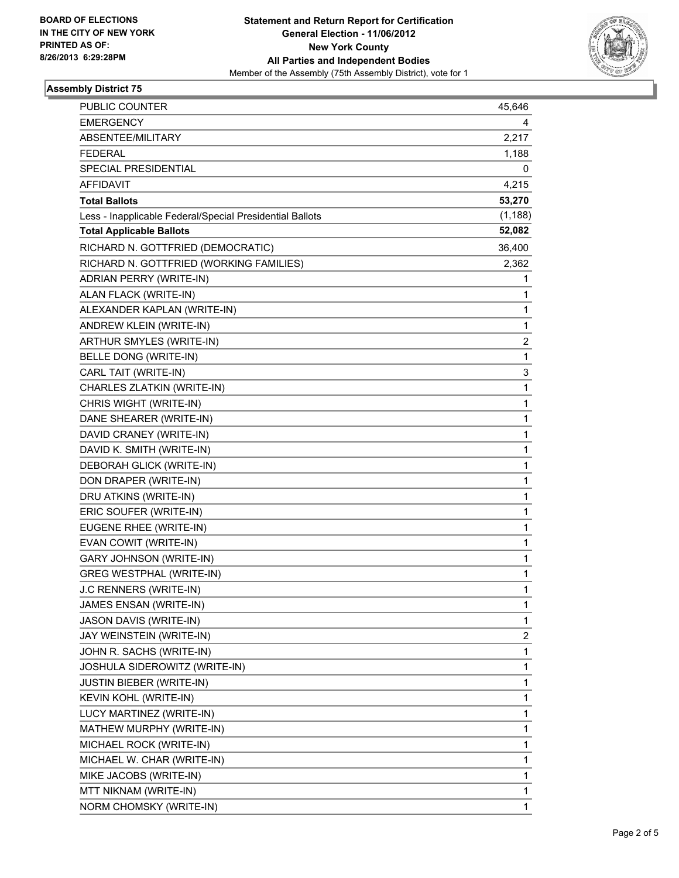BOARD OF ELECTIONS
IN THE CITY OF NEW YORK
PRINTED AS OF:
8/26/2013 6:29:28PM

**Statement and Return Report for Certification**
**General Election - 11/06/2012**
**New York County**
**All Parties and Independent Bodies**
Member of the Assembly (75th Assembly District), vote for 1

## Assembly District 75

| | |
|---|---|
| PUBLIC COUNTER | 45,646 |
| EMERGENCY | 4 |
| ABSENTEE/MILITARY | 2,217 |
| FEDERAL | 1,188 |
| SPECIAL PRESIDENTIAL | 0 |
| AFFIDAVIT | 4,215 |
| **Total Ballots** | **53,270** |
| Less - Inapplicable Federal/Special Presidential Ballots | (1,188) |
| **Total Applicable Ballots** | **52,082** |
| RICHARD N. GOTTFRIED (DEMOCRATIC) | 36,400 |
| RICHARD N. GOTTFRIED (WORKING FAMILIES) | 2,362 |
| ADRIAN PERRY (WRITE-IN) | 1 |
| ALAN FLACK (WRITE-IN) | 1 |
| ALEXANDER KAPLAN (WRITE-IN) | 1 |
| ANDREW KLEIN (WRITE-IN) | 1 |
| ARTHUR SMYLES (WRITE-IN) | 2 |
| BELLE DONG (WRITE-IN) | 1 |
| CARL TAIT (WRITE-IN) | 3 |
| CHARLES ZLATKIN (WRITE-IN) | 1 |
| CHRIS WIGHT (WRITE-IN) | 1 |
| DANE SHEARER (WRITE-IN) | 1 |
| DAVID CRANEY (WRITE-IN) | 1 |
| DAVID K. SMITH (WRITE-IN) | 1 |
| DEBORAH GLICK (WRITE-IN) | 1 |
| DON DRAPER (WRITE-IN) | 1 |
| DRU ATKINS (WRITE-IN) | 1 |
| ERIC SOUFER (WRITE-IN) | 1 |
| EUGENE RHEE (WRITE-IN) | 1 |
| EVAN COWIT (WRITE-IN) | 1 |
| GARY JOHNSON (WRITE-IN) | 1 |
| GREG WESTPHAL (WRITE-IN) | 1 |
| J.C RENNERS (WRITE-IN) | 1 |
| JAMES ENSAN (WRITE-IN) | 1 |
| JASON DAVIS (WRITE-IN) | 1 |
| JAY WEINSTEIN (WRITE-IN) | 2 |
| JOHN R. SACHS (WRITE-IN) | 1 |
| JOSHULA SIDEROWITZ (WRITE-IN) | 1 |
| JUSTIN BIEBER (WRITE-IN) | 1 |
| KEVIN KOHL (WRITE-IN) | 1 |
| LUCY MARTINEZ (WRITE-IN) | 1 |
| MATHEW MURPHY (WRITE-IN) | 1 |
| MICHAEL ROCK (WRITE-IN) | 1 |
| MICHAEL W. CHAR (WRITE-IN) | 1 |
| MIKE JACOBS (WRITE-IN) | 1 |
| MTT NIKNAM (WRITE-IN) | 1 |
| NORM CHOMSKY (WRITE-IN) | 1 |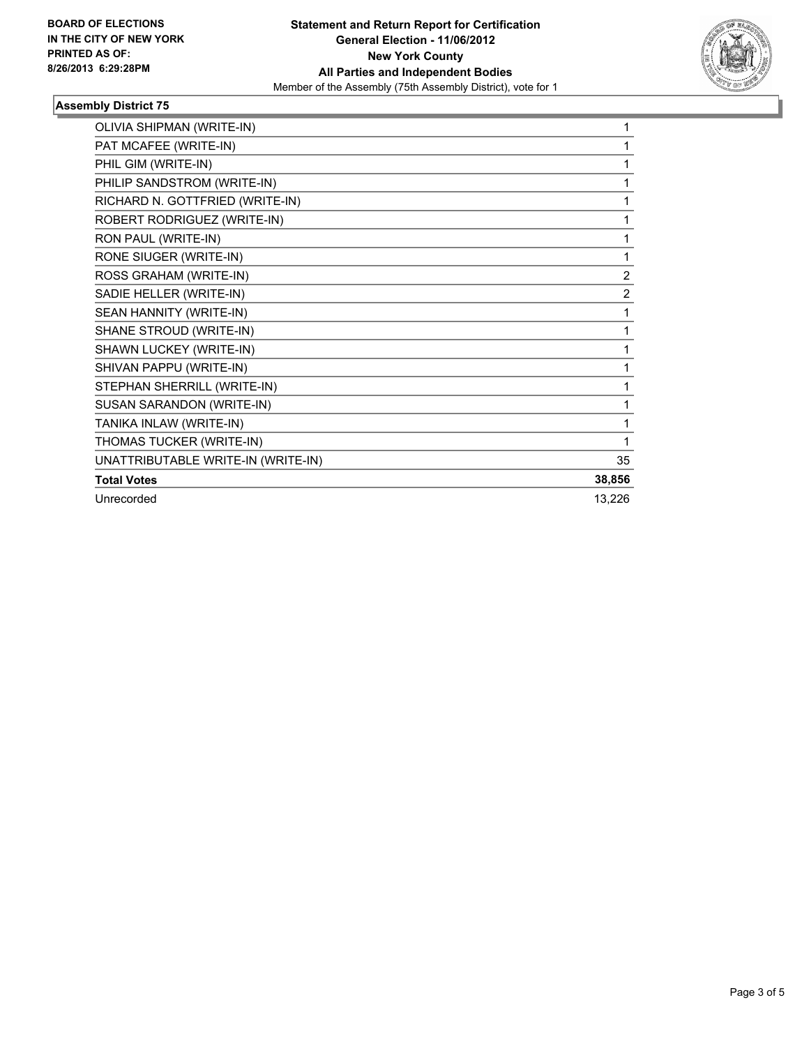**BOARD OF ELECTIONS IN THE CITY OF NEW YORK PRINTED AS OF: 8/26/2013 6:29:28PM**

**Statement and Return Report for Certification**
**General Election - 11/06/2012**
**New York County**
**All Parties and Independent Bodies**
Member of the Assembly (75th Assembly District), vote for 1

### Assembly District 75

| | |
|---|---|
| OLIVIA SHIPMAN (WRITE-IN) | 1 |
| PAT MCAFEE (WRITE-IN) | 1 |
| PHIL GIM (WRITE-IN) | 1 |
| PHILIP SANDSTROM (WRITE-IN) | 1 |
| RICHARD N. GOTTFRIED (WRITE-IN) | 1 |
| ROBERT RODRIGUEZ (WRITE-IN) | 1 |
| RON PAUL (WRITE-IN) | 1 |
| RONE SIUGER (WRITE-IN) | 1 |
| ROSS GRAHAM (WRITE-IN) | 2 |
| SADIE HELLER (WRITE-IN) | 2 |
| SEAN HANNITY (WRITE-IN) | 1 |
| SHANE STROUD (WRITE-IN) | 1 |
| SHAWN LUCKEY (WRITE-IN) | 1 |
| SHIVAN PAPPU (WRITE-IN) | 1 |
| STEPHAN SHERRILL (WRITE-IN) | 1 |
| SUSAN SARANDON (WRITE-IN) | 1 |
| TANIKA INLAW (WRITE-IN) | 1 |
| THOMAS TUCKER (WRITE-IN) | 1 |
| UNATTRIBUTABLE WRITE-IN (WRITE-IN) | 35 |
| **Total Votes** | **38,856** |
| Unrecorded | 13,226 |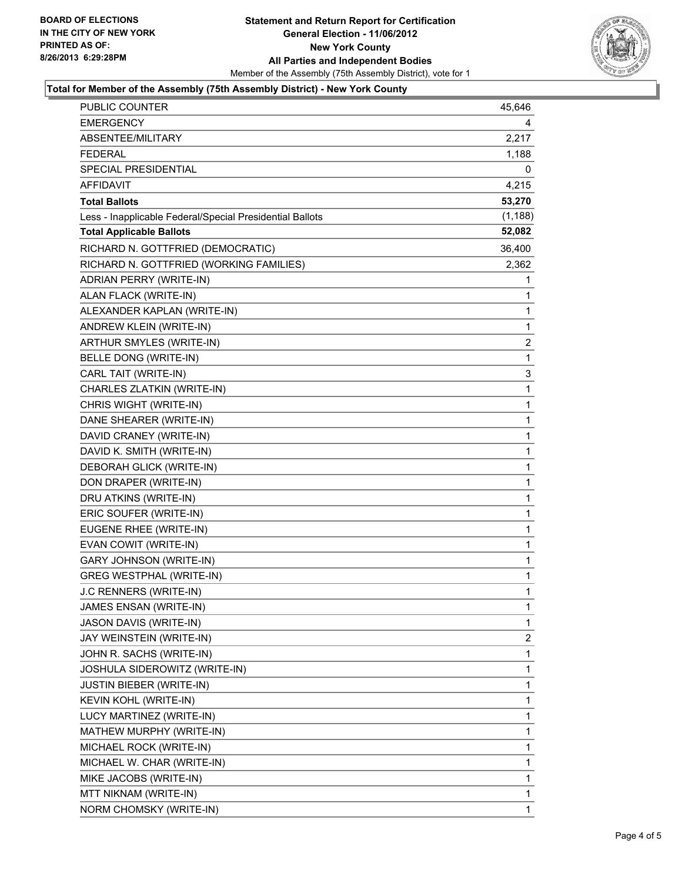**BOARD OF ELECTIONS**
**IN THE CITY OF NEW YORK**
**PRINTED AS OF:**
**8/26/2013 6:29:28PM**

# Statement and Return Report for Certification
## General Election - 11/06/2012
## New York County
## All Parties and Independent Bodies

Member of the Assembly (75th Assembly District), vote for 1

### Total for Member of the Assembly (75th Assembly District) - New York County

| | |
|---|---|
| PUBLIC COUNTER | 45,646 |
| EMERGENCY | 4 |
| ABSENTEE/MILITARY | 2,217 |
| FEDERAL | 1,188 |
| SPECIAL PRESIDENTIAL | 0 |
| AFFIDAVIT | 4,215 |
| **Total Ballots** | **53,270** |
| Less - Inapplicable Federal/Special Presidential Ballots | (1,188) |
| **Total Applicable Ballots** | **52,082** |
| RICHARD N. GOTTFRIED (DEMOCRATIC) | 36,400 |
| RICHARD N. GOTTFRIED (WORKING FAMILIES) | 2,362 |
| ADRIAN PERRY (WRITE-IN) | 1 |
| ALAN FLACK (WRITE-IN) | 1 |
| ALEXANDER KAPLAN (WRITE-IN) | 1 |
| ANDREW KLEIN (WRITE-IN) | 1 |
| ARTHUR SMYLES (WRITE-IN) | 2 |
| BELLE DONG (WRITE-IN) | 1 |
| CARL TAIT (WRITE-IN) | 3 |
| CHARLES ZLATKIN (WRITE-IN) | 1 |
| CHRIS WIGHT (WRITE-IN) | 1 |
| DANE SHEARER (WRITE-IN) | 1 |
| DAVID CRANEY (WRITE-IN) | 1 |
| DAVID K. SMITH (WRITE-IN) | 1 |
| DEBORAH GLICK (WRITE-IN) | 1 |
| DON DRAPER (WRITE-IN) | 1 |
| DRU ATKINS (WRITE-IN) | 1 |
| ERIC SOUFER (WRITE-IN) | 1 |
| EUGENE RHEE (WRITE-IN) | 1 |
| EVAN COWIT (WRITE-IN) | 1 |
| GARY JOHNSON (WRITE-IN) | 1 |
| GREG WESTPHAL (WRITE-IN) | 1 |
| J.C RENNERS (WRITE-IN) | 1 |
| JAMES ENSAN (WRITE-IN) | 1 |
| JASON DAVIS (WRITE-IN) | 1 |
| JAY WEINSTEIN (WRITE-IN) | 2 |
| JOHN R. SACHS (WRITE-IN) | 1 |
| JOSHULA SIDEROWITZ (WRITE-IN) | 1 |
| JUSTIN BIEBER (WRITE-IN) | 1 |
| KEVIN KOHL (WRITE-IN) | 1 |
| LUCY MARTINEZ (WRITE-IN) | 1 |
| MATHEW MURPHY (WRITE-IN) | 1 |
| MICHAEL ROCK (WRITE-IN) | 1 |
| MICHAEL W. CHAR (WRITE-IN) | 1 |
| MIKE JACOBS (WRITE-IN) | 1 |
| MTT NIKNAM (WRITE-IN) | 1 |
| NORM CHOMSKY (WRITE-IN) | 1 |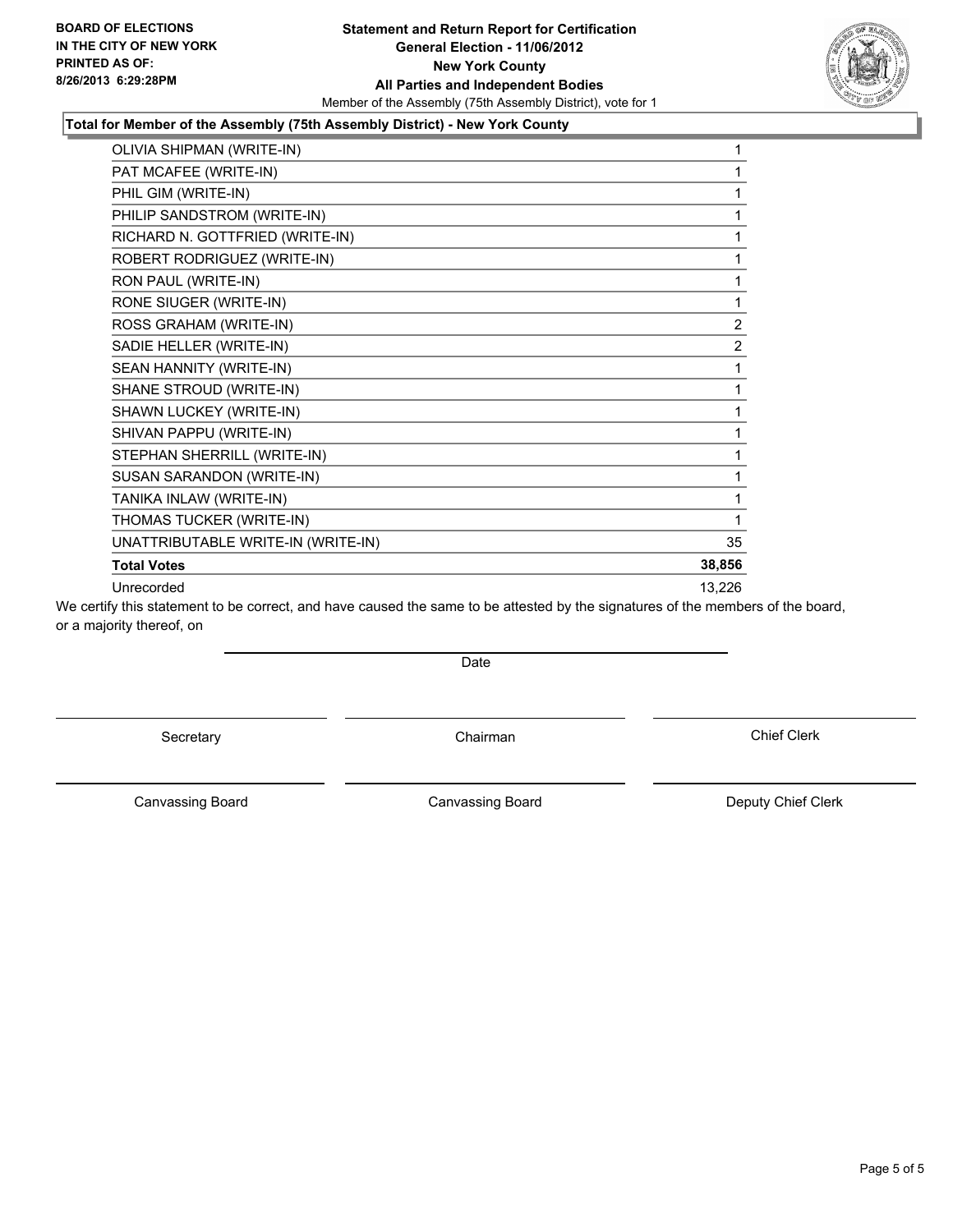**BOARD OF ELECTIONS IN THE CITY OF NEW YORK PRINTED AS OF: 8/26/2013 6:29:28PM**

**Statement and Return Report for Certification General Election - 11/06/2012 New York County All Parties and Independent Bodies**

Member of the Assembly (75th Assembly District), vote for 1

**Total for Member of the Assembly (75th Assembly District) - New York County**

| | |
|---|---|
| OLIVIA SHIPMAN (WRITE-IN) | 1 |
| PAT MCAFEE (WRITE-IN) | 1 |
| PHIL GIM (WRITE-IN) | 1 |
| PHILIP SANDSTROM (WRITE-IN) | 1 |
| RICHARD N. GOTTFRIED (WRITE-IN) | 1 |
| ROBERT RODRIGUEZ (WRITE-IN) | 1 |
| RON PAUL (WRITE-IN) | 1 |
| RONE SIUGER (WRITE-IN) | 1 |
| ROSS GRAHAM (WRITE-IN) | 2 |
| SADIE HELLER (WRITE-IN) | 2 |
| SEAN HANNITY (WRITE-IN) | 1 |
| SHANE STROUD (WRITE-IN) | 1 |
| SHAWN LUCKEY (WRITE-IN) | 1 |
| SHIVAN PAPPU (WRITE-IN) | 1 |
| STEPHAN SHERRILL (WRITE-IN) | 1 |
| SUSAN SARANDON (WRITE-IN) | 1 |
| TANIKA INLAW (WRITE-IN) | 1 |
| THOMAS TUCKER (WRITE-IN) | 1 |
| UNATTRIBUTABLE WRITE-IN (WRITE-IN) | 35 |
| **Total Votes** | **38,856** |
| Unrecorded | 13,226 |

We certify this statement to be correct, and have caused the same to be attested by the signatures of the members of the board, or a majority thereof, on

Date

Secretary | Chairman | Chief Clerk

Canvassing Board | Canvassing Board | Deputy Chief Clerk